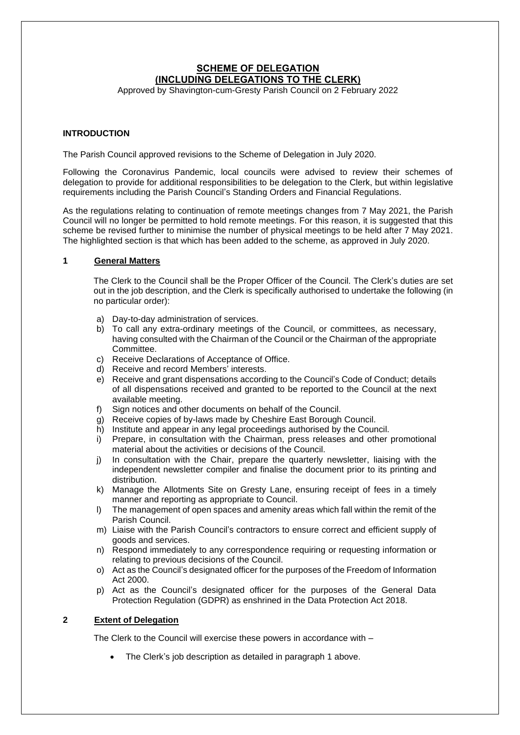# SCHEME OF DELEGATION
# (INCLUDING DELEGATIONS TO THE CLERK)

Approved by Shavington-cum-Gresty Parish Council on 2 February 2022

## INTRODUCTION

The Parish Council approved revisions to the Scheme of Delegation in July 2020.

Following the Coronavirus Pandemic, local councils were advised to review their schemes of delegation to provide for additional responsibilities to be delegation to the Clerk, but within legislative requirements including the Parish Council's Standing Orders and Financial Regulations.

As the regulations relating to continuation of remote meetings changes from 7 May 2021, the Parish Council will no longer be permitted to hold remote meetings. For this reason, it is suggested that this scheme be revised further to minimise the number of physical meetings to be held after 7 May 2021. The highlighted section is that which has been added to the scheme, as approved in July 2020.

## 1 General Matters

The Clerk to the Council shall be the Proper Officer of the Council. The Clerk's duties are set out in the job description, and the Clerk is specifically authorised to undertake the following (in no particular order):

a) Day-to-day administration of services.
b) To call any extra-ordinary meetings of the Council, or committees, as necessary, having consulted with the Chairman of the Council or the Chairman of the appropriate Committee.
c) Receive Declarations of Acceptance of Office.
d) Receive and record Members' interests.
e) Receive and grant dispensations according to the Council's Code of Conduct; details of all dispensations received and granted to be reported to the Council at the next available meeting.
f) Sign notices and other documents on behalf of the Council.
g) Receive copies of by-laws made by Cheshire East Borough Council.
h) Institute and appear in any legal proceedings authorised by the Council.
i) Prepare, in consultation with the Chairman, press releases and other promotional material about the activities or decisions of the Council.
j) In consultation with the Chair, prepare the quarterly newsletter, liaising with the independent newsletter compiler and finalise the document prior to its printing and distribution.
k) Manage the Allotments Site on Gresty Lane, ensuring receipt of fees in a timely manner and reporting as appropriate to Council.
l) The management of open spaces and amenity areas which fall within the remit of the Parish Council.
m) Liaise with the Parish Council's contractors to ensure correct and efficient supply of goods and services.
n) Respond immediately to any correspondence requiring or requesting information or relating to previous decisions of the Council.
o) Act as the Council's designated officer for the purposes of the Freedom of Information Act 2000.
p) Act as the Council's designated officer for the purposes of the General Data Protection Regulation (GDPR) as enshrined in the Data Protection Act 2018.

## 2 Extent of Delegation

The Clerk to the Council will exercise these powers in accordance with –

- The Clerk's job description as detailed in paragraph 1 above.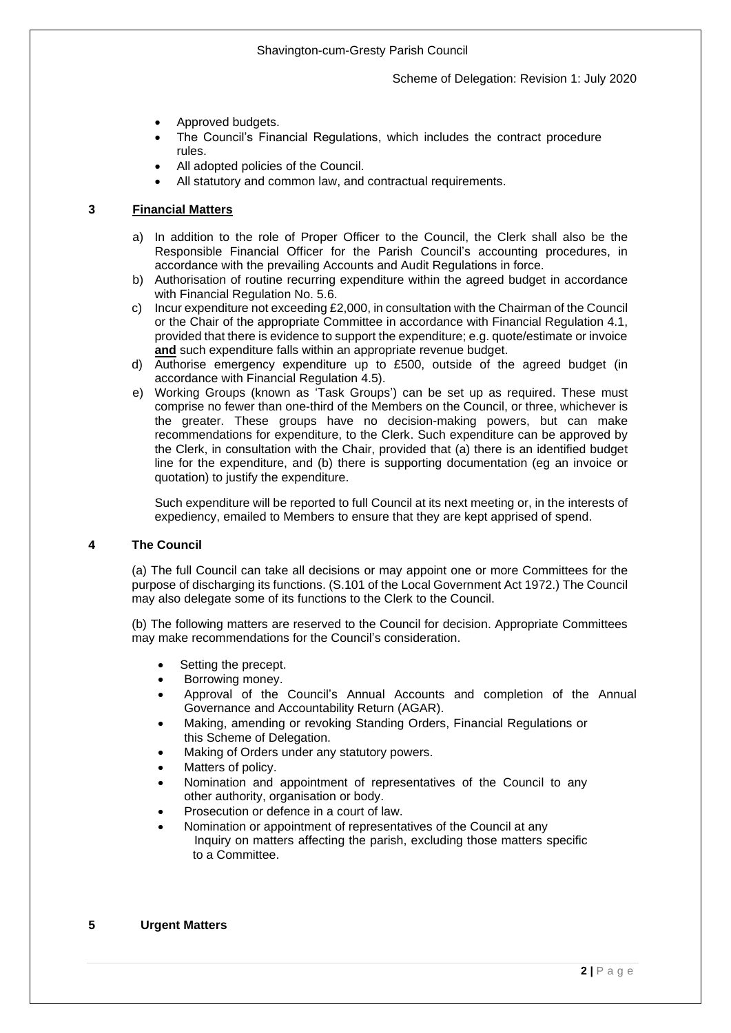- Approved budgets.
- The Council's Financial Regulations, which includes the contract procedure rules.
- All adopted policies of the Council.
- All statutory and common law, and contractual requirements.

## 3 Financial Matters

a) In addition to the role of Proper Officer to the Council, the Clerk shall also be the Responsible Financial Officer for the Parish Council's accounting procedures, in accordance with the prevailing Accounts and Audit Regulations in force.

b) Authorisation of routine recurring expenditure within the agreed budget in accordance with Financial Regulation No. 5.6.

c) Incur expenditure not exceeding £2,000, in consultation with the Chairman of the Council or the Chair of the appropriate Committee in accordance with Financial Regulation 4.1, provided that there is evidence to support the expenditure; e.g. quote/estimate or invoice **and** such expenditure falls within an appropriate revenue budget.

d) Authorise emergency expenditure up to £500, outside of the agreed budget (in accordance with Financial Regulation 4.5).

e) Working Groups (known as 'Task Groups') can be set up as required. These must comprise no fewer than one-third of the Members on the Council, or three, whichever is the greater. These groups have no decision-making powers, but can make recommendations for expenditure, to the Clerk. Such expenditure can be approved by the Clerk, in consultation with the Chair, provided that (a) there is an identified budget line for the expenditure, and (b) there is supporting documentation (eg an invoice or quotation) to justify the expenditure.

   Such expenditure will be reported to full Council at its next meeting or, in the interests of expediency, emailed to Members to ensure that they are kept apprised of spend.

## 4 The Council

(a) The full Council can take all decisions or may appoint one or more Committees for the purpose of discharging its functions. (S.101 of the Local Government Act 1972.) The Council may also delegate some of its functions to the Clerk to the Council.

(b) The following matters are reserved to the Council for decision. Appropriate Committees may make recommendations for the Council's consideration.

- Setting the precept.
- Borrowing money.
- Approval of the Council's Annual Accounts and completion of the Annual Governance and Accountability Return (AGAR).
- Making, amending or revoking Standing Orders, Financial Regulations or this Scheme of Delegation.
- Making of Orders under any statutory powers.
- Matters of policy.
- Nomination and appointment of representatives of the Council to any other authority, organisation or body.
- Prosecution or defence in a court of law.
- Nomination or appointment of representatives of the Council at any Inquiry on matters affecting the parish, excluding those matters specific to a Committee.

## 5 Urgent Matters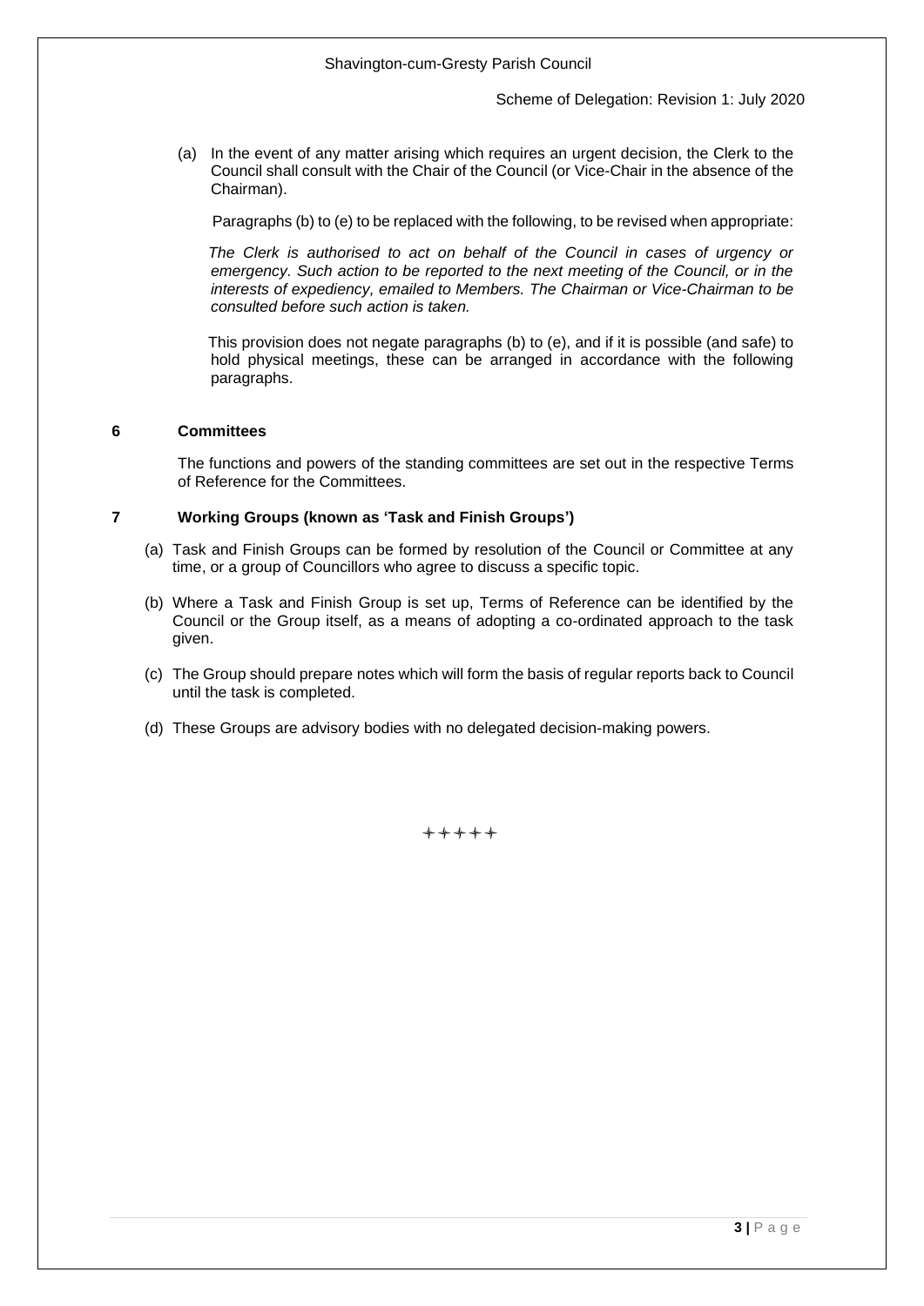(a) In the event of any matter arising which requires an urgent decision, the Clerk to the Council shall consult with the Chair of the Council (or Vice-Chair in the absence of the Chairman).

Paragraphs (b) to (e) to be replaced with the following, to be revised when appropriate:

*The Clerk is authorised to act on behalf of the Council in cases of urgency or emergency. Such action to be reported to the next meeting of the Council, or in the interests of expediency, emailed to Members. The Chairman or Vice-Chairman to be consulted before such action is taken.*

This provision does not negate paragraphs (b) to (e), and if it is possible (and safe) to hold physical meetings, these can be arranged in accordance with the following paragraphs.

## 6 Committees

The functions and powers of the standing committees are set out in the respective Terms of Reference for the Committees.

## 7 Working Groups (known as 'Task and Finish Groups')

(a) Task and Finish Groups can be formed by resolution of the Council or Committee at any time, or a group of Councillors who agree to discuss a specific topic.

(b) Where a Task and Finish Group is set up, Terms of Reference can be identified by the Council or the Group itself, as a means of adopting a co-ordinated approach to the task given.

(c) The Group should prepare notes which will form the basis of regular reports back to Council until the task is completed.

(d) These Groups are advisory bodies with no delegated decision-making powers.

+++++